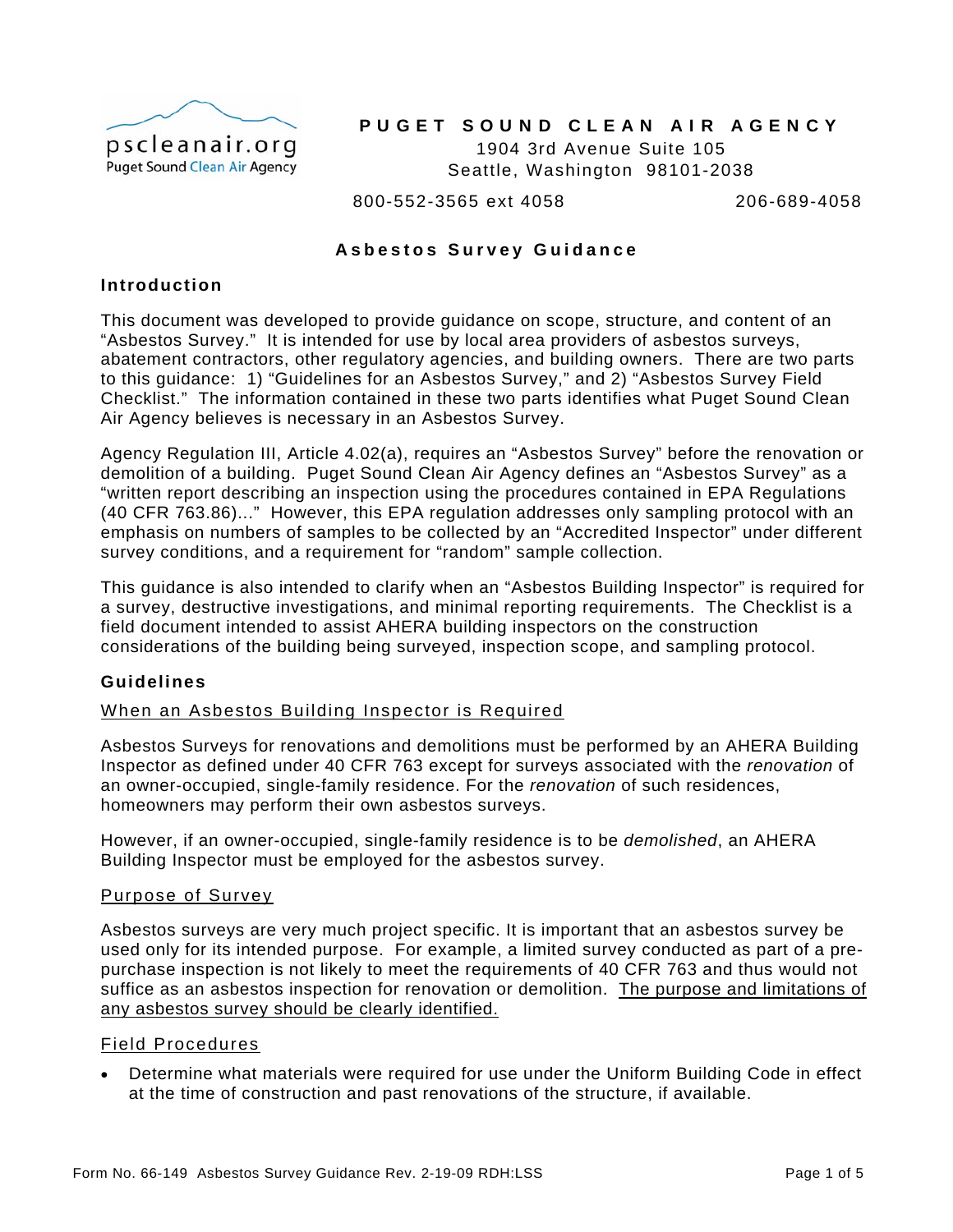**PUGET SOUND CLEAN AIR AGENCY**

1904 3rd Avenue Suite 105
Seattle, Washington 98101-2038

800-552-3565 ext 4058    206-689-4058

# Asbestos Survey Guidance

## Introduction

This document was developed to provide guidance on scope, structure, and content of an "Asbestos Survey." It is intended for use by local area providers of asbestos surveys, abatement contractors, other regulatory agencies, and building owners. There are two parts to this guidance: 1) "Guidelines for an Asbestos Survey," and 2) "Asbestos Survey Field Checklist." The information contained in these two parts identifies what Puget Sound Clean Air Agency believes is necessary in an Asbestos Survey.

Agency Regulation III, Article 4.02(a), requires an "Asbestos Survey" before the renovation or demolition of a building. Puget Sound Clean Air Agency defines an "Asbestos Survey" as a "written report describing an inspection using the procedures contained in EPA Regulations (40 CFR 763.86)..." However, this EPA regulation addresses only sampling protocol with an emphasis on numbers of samples to be collected by an "Accredited Inspector" under different survey conditions, and a requirement for "random" sample collection.

This guidance is also intended to clarify when an "Asbestos Building Inspector" is required for a survey, destructive investigations, and minimal reporting requirements. The Checklist is a field document intended to assist AHERA building inspectors on the construction considerations of the building being surveyed, inspection scope, and sampling protocol.

## Guidelines

### When an Asbestos Building Inspector is Required

Asbestos Surveys for renovations and demolitions must be performed by an AHERA Building Inspector as defined under 40 CFR 763 except for surveys associated with the *renovation* of an owner-occupied, single-family residence. For the *renovation* of such residences, homeowners may perform their own asbestos surveys.

However, if an owner-occupied, single-family residence is to be *demolished*, an AHERA Building Inspector must be employed for the asbestos survey.

### Purpose of Survey

Asbestos surveys are very much project specific. It is important that an asbestos survey be used only for its intended purpose. For example, a limited survey conducted as part of a pre-purchase inspection is not likely to meet the requirements of 40 CFR 763 and thus would not suffice as an asbestos inspection for renovation or demolition. The purpose and limitations of any asbestos survey should be clearly identified.

### Field Procedures

- Determine what materials were required for use under the Uniform Building Code in effect at the time of construction and past renovations of the structure, if available.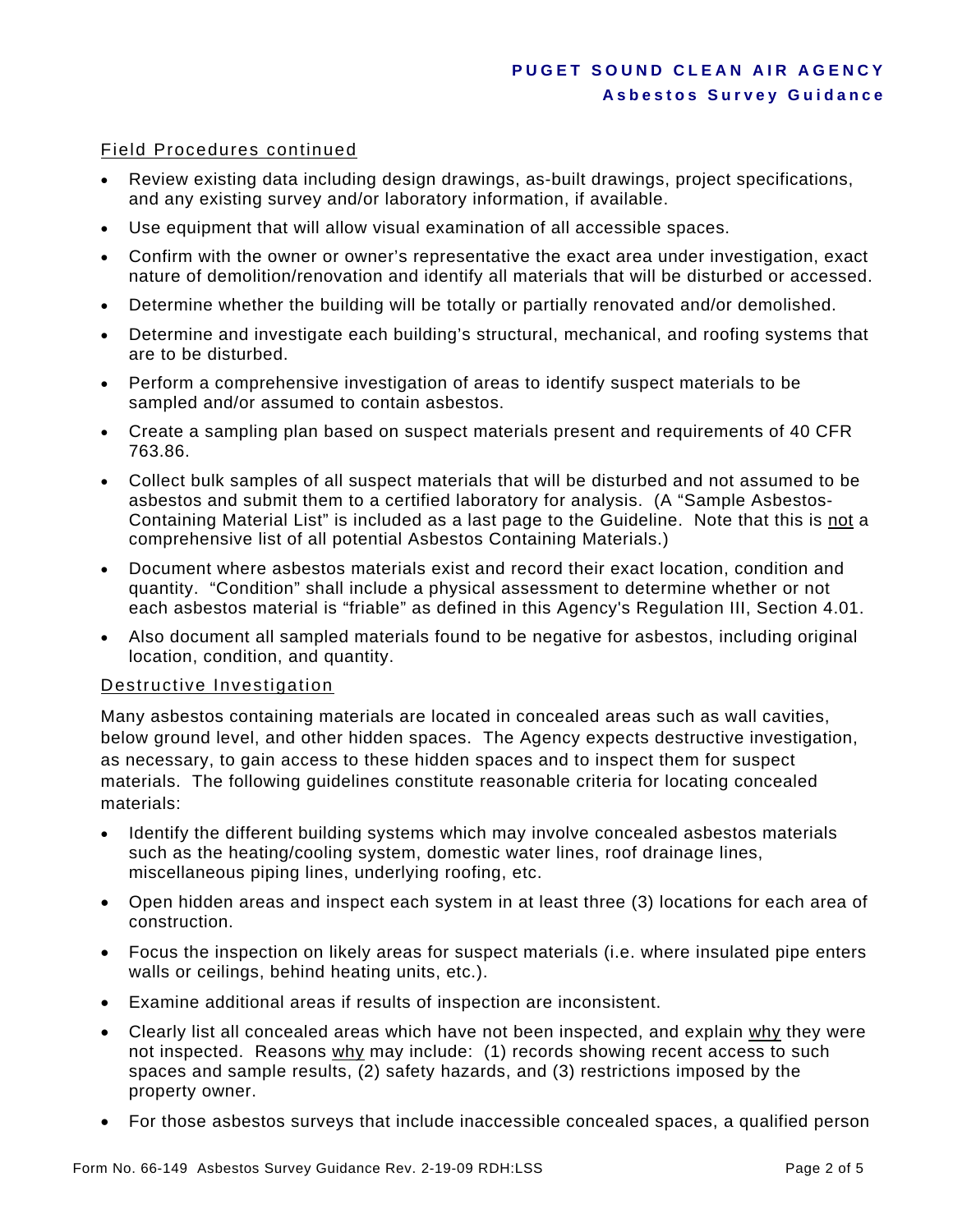Field Procedures continued

- Review existing data including design drawings, as-built drawings, project specifications, and any existing survey and/or laboratory information, if available.
- Use equipment that will allow visual examination of all accessible spaces.
- Confirm with the owner or owner's representative the exact area under investigation, exact nature of demolition/renovation and identify all materials that will be disturbed or accessed.
- Determine whether the building will be totally or partially renovated and/or demolished.
- Determine and investigate each building's structural, mechanical, and roofing systems that are to be disturbed.
- Perform a comprehensive investigation of areas to identify suspect materials to be sampled and/or assumed to contain asbestos.
- Create a sampling plan based on suspect materials present and requirements of 40 CFR 763.86.
- Collect bulk samples of all suspect materials that will be disturbed and not assumed to be asbestos and submit them to a certified laboratory for analysis. (A "Sample Asbestos-Containing Material List" is included as a last page to the Guideline. Note that this is not a comprehensive list of all potential Asbestos Containing Materials.)
- Document where asbestos materials exist and record their exact location, condition and quantity. "Condition" shall include a physical assessment to determine whether or not each asbestos material is "friable" as defined in this Agency's Regulation III, Section 4.01.
- Also document all sampled materials found to be negative for asbestos, including original location, condition, and quantity.

Destructive Investigation

Many asbestos containing materials are located in concealed areas such as wall cavities, below ground level, and other hidden spaces. The Agency expects destructive investigation, as necessary, to gain access to these hidden spaces and to inspect them for suspect materials. The following guidelines constitute reasonable criteria for locating concealed materials:

- Identify the different building systems which may involve concealed asbestos materials such as the heating/cooling system, domestic water lines, roof drainage lines, miscellaneous piping lines, underlying roofing, etc.
- Open hidden areas and inspect each system in at least three (3) locations for each area of construction.
- Focus the inspection on likely areas for suspect materials (i.e. where insulated pipe enters walls or ceilings, behind heating units, etc.).
- Examine additional areas if results of inspection are inconsistent.
- Clearly list all concealed areas which have not been inspected, and explain why they were not inspected. Reasons why may include: (1) records showing recent access to such spaces and sample results, (2) safety hazards, and (3) restrictions imposed by the property owner.
- For those asbestos surveys that include inaccessible concealed spaces, a qualified person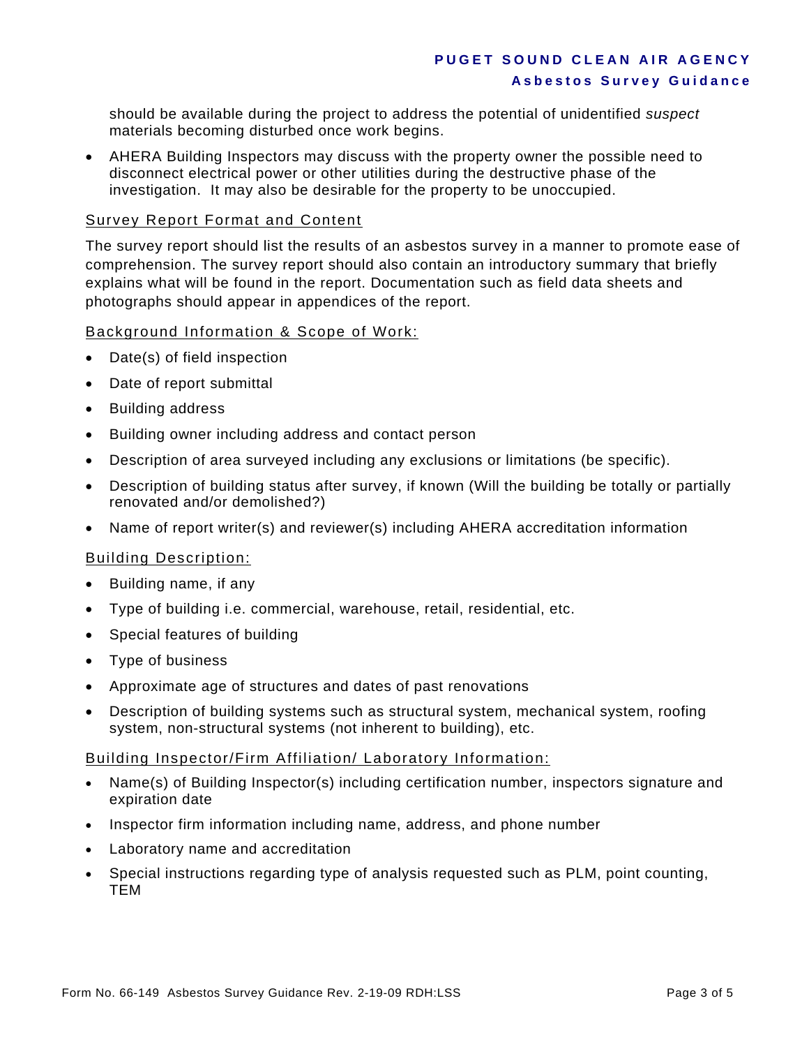should be available during the project to address the potential of unidentified *suspect* materials becoming disturbed once work begins.

- AHERA Building Inspectors may discuss with the property owner the possible need to disconnect electrical power or other utilities during the destructive phase of the investigation. It may also be desirable for the property to be unoccupied.

## Survey Report Format and Content

The survey report should list the results of an asbestos survey in a manner to promote ease of comprehension. The survey report should also contain an introductory summary that briefly explains what will be found in the report. Documentation such as field data sheets and photographs should appear in appendices of the report.

### Background Information & Scope of Work:

- Date(s) of field inspection
- Date of report submittal
- Building address
- Building owner including address and contact person
- Description of area surveyed including any exclusions or limitations (be specific).
- Description of building status after survey, if known (Will the building be totally or partially renovated and/or demolished?)
- Name of report writer(s) and reviewer(s) including AHERA accreditation information

### Building Description:

- Building name, if any
- Type of building i.e. commercial, warehouse, retail, residential, etc.
- Special features of building
- Type of business
- Approximate age of structures and dates of past renovations
- Description of building systems such as structural system, mechanical system, roofing system, non-structural systems (not inherent to building), etc.

### Building Inspector/Firm Affiliation/ Laboratory Information:

- Name(s) of Building Inspector(s) including certification number, inspectors signature and expiration date
- Inspector firm information including name, address, and phone number
- Laboratory name and accreditation
- Special instructions regarding type of analysis requested such as PLM, point counting, TEM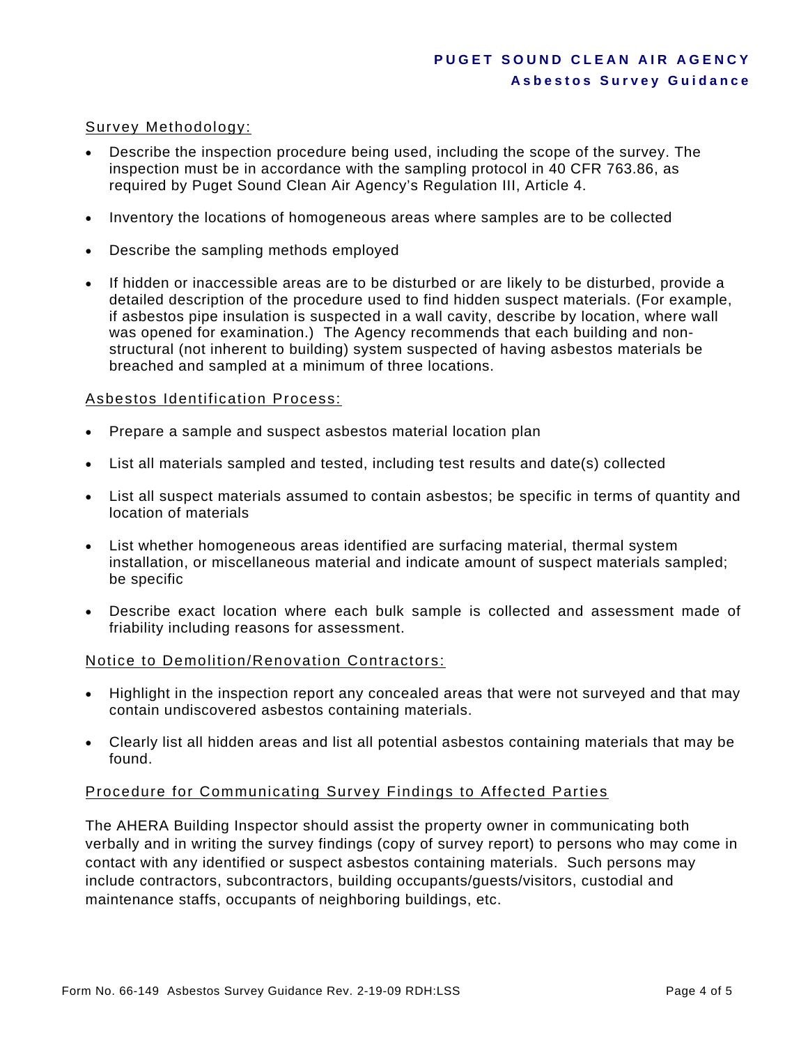## Survey Methodology:

- Describe the inspection procedure being used, including the scope of the survey. The inspection must be in accordance with the sampling protocol in 40 CFR 763.86, as required by Puget Sound Clean Air Agency's Regulation III, Article 4.
- Inventory the locations of homogeneous areas where samples are to be collected
- Describe the sampling methods employed
- If hidden or inaccessible areas are to be disturbed or are likely to be disturbed, provide a detailed description of the procedure used to find hidden suspect materials. (For example, if asbestos pipe insulation is suspected in a wall cavity, describe by location, where wall was opened for examination.) The Agency recommends that each building and non-structural (not inherent to building) system suspected of having asbestos materials be breached and sampled at a minimum of three locations.

## Asbestos Identification Process:

- Prepare a sample and suspect asbestos material location plan
- List all materials sampled and tested, including test results and date(s) collected
- List all suspect materials assumed to contain asbestos; be specific in terms of quantity and location of materials
- List whether homogeneous areas identified are surfacing material, thermal system installation, or miscellaneous material and indicate amount of suspect materials sampled; be specific
- Describe exact location where each bulk sample is collected and assessment made of friability including reasons for assessment.

## Notice to Demolition/Renovation Contractors:

- Highlight in the inspection report any concealed areas that were not surveyed and that may contain undiscovered asbestos containing materials.
- Clearly list all hidden areas and list all potential asbestos containing materials that may be found.

## Procedure for Communicating Survey Findings to Affected Parties

The AHERA Building Inspector should assist the property owner in communicating both verbally and in writing the survey findings (copy of survey report) to persons who may come in contact with any identified or suspect asbestos containing materials. Such persons may include contractors, subcontractors, building occupants/guests/visitors, custodial and maintenance staffs, occupants of neighboring buildings, etc.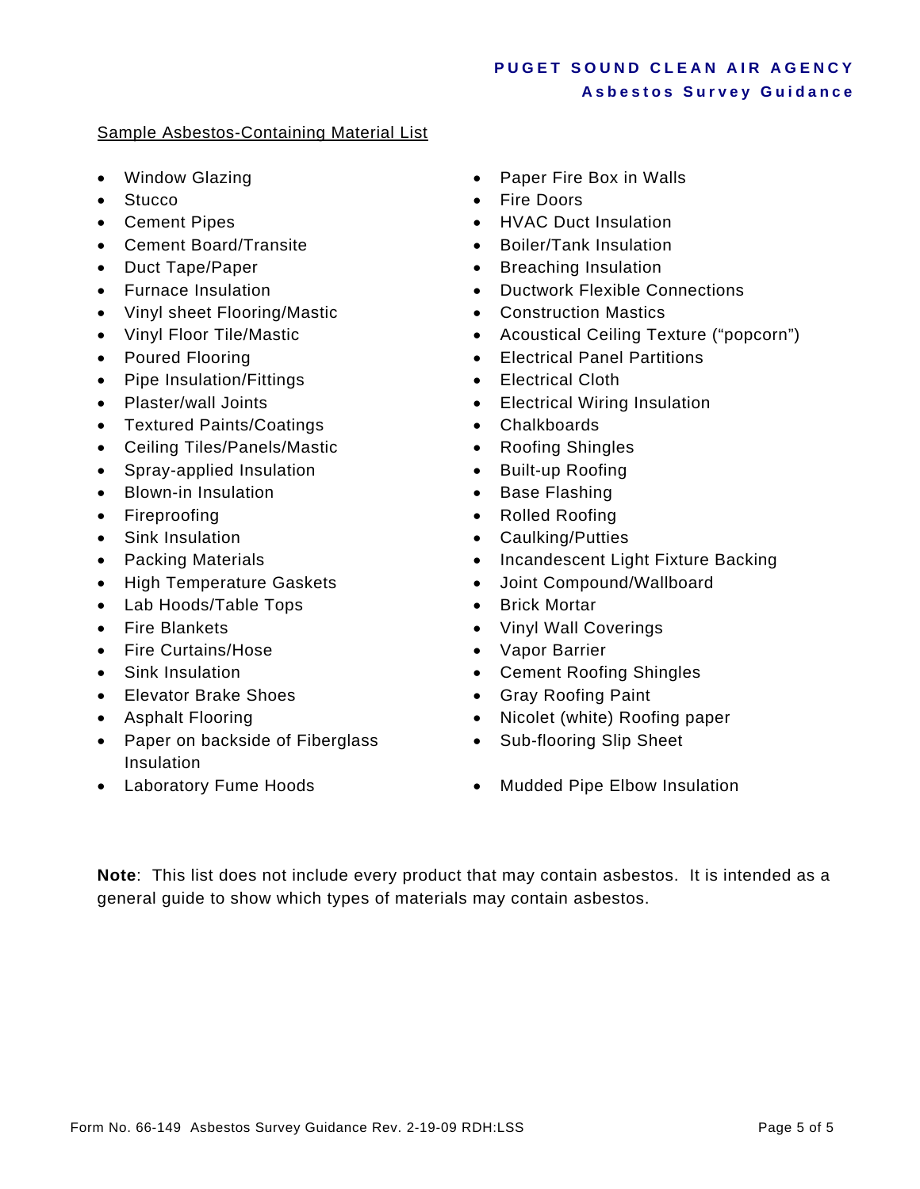Sample Asbestos-Containing Material List

- Window Glazing
- Stucco
- Cement Pipes
- Cement Board/Transite
- Duct Tape/Paper
- Furnace Insulation
- Vinyl sheet Flooring/Mastic
- Vinyl Floor Tile/Mastic
- Poured Flooring
- Pipe Insulation/Fittings
- Plaster/wall Joints
- Textured Paints/Coatings
- Ceiling Tiles/Panels/Mastic
- Spray-applied Insulation
- Blown-in Insulation
- Fireproofing
- Sink Insulation
- Packing Materials
- High Temperature Gaskets
- Lab Hoods/Table Tops
- Fire Blankets
- Fire Curtains/Hose
- Sink Insulation
- Elevator Brake Shoes
- Asphalt Flooring
- Paper on backside of Fiberglass Insulation
- Laboratory Fume Hoods
- Paper Fire Box in Walls
- Fire Doors
- HVAC Duct Insulation
- Boiler/Tank Insulation
- Breaching Insulation
- Ductwork Flexible Connections
- Construction Mastics
- Acoustical Ceiling Texture ("popcorn")
- Electrical Panel Partitions
- Electrical Cloth
- Electrical Wiring Insulation
- Chalkboards
- Roofing Shingles
- Built-up Roofing
- Base Flashing
- Rolled Roofing
- Caulking/Putties
- Incandescent Light Fixture Backing
- Joint Compound/Wallboard
- Brick Mortar
- Vinyl Wall Coverings
- Vapor Barrier
- Cement Roofing Shingles
- Gray Roofing Paint
- Nicolet (white) Roofing paper
- Sub-flooring Slip Sheet
- Mudded Pipe Elbow Insulation

**Note**: This list does not include every product that may contain asbestos. It is intended as a general guide to show which types of materials may contain asbestos.